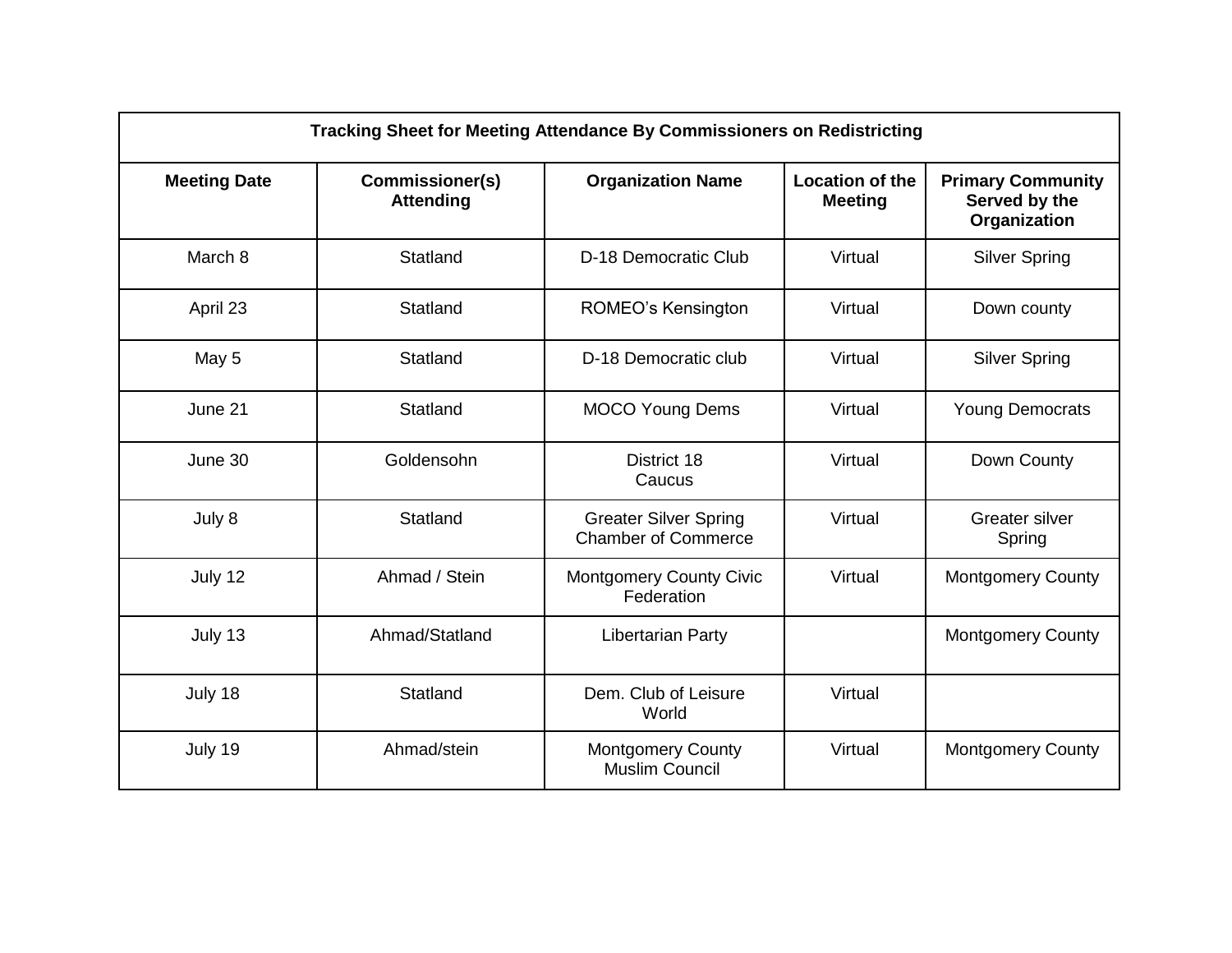| Tracking Sheet for Meeting Attendance By Commissioners on Redistricting | | | | |
|---|---|---|---|---|
| **Meeting Date** | **Commissioner(s) Attending** | **Organization Name** | **Location of the Meeting** | **Primary Community Served by the Organization** |
| March 8 | Statland | D-18 Democratic Club | Virtual | Silver Spring |
| April 23 | Statland | ROMEO's Kensington | Virtual | Down county |
| May 5 | Statland | D-18 Democratic club | Virtual | Silver Spring |
| June 21 | Statland | MOCO Young Dems | Virtual | Young Democrats |
| June 30 | Goldensohn | District 18 Caucus | Virtual | Down County |
| July 8 | Statland | Greater Silver Spring Chamber of Commerce | Virtual | Greater silver Spring |
| July 12 | Ahmad / Stein | Montgomery County Civic Federation | Virtual | Montgomery County |
| July 13 | Ahmad/Statland | Libertarian Party | | Montgomery County |
| July 18 | Statland | Dem. Club of Leisure World | Virtual | |
| July 19 | Ahmad/stein | Montgomery County Muslim Council | Virtual | Montgomery County |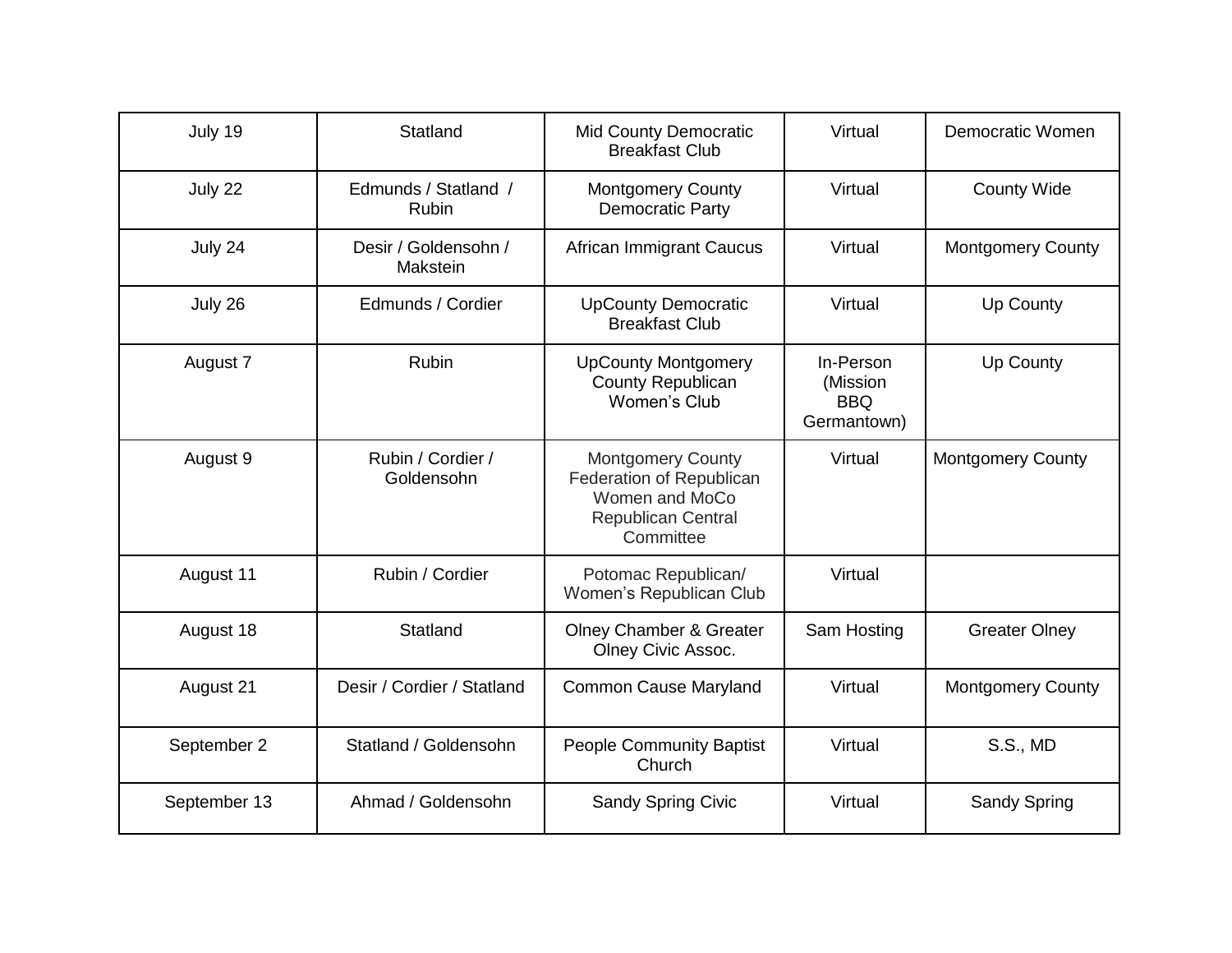| | | | | |
|---|---|---|---|---|
| July 19 | Statland | Mid County Democratic Breakfast Club | Virtual | Democratic Women |
| July 22 | Edmunds / Statland / Rubin | Montgomery County Democratic Party | Virtual | County Wide |
| July 24 | Desir / Goldensohn / Makstein | African Immigrant Caucus | Virtual | Montgomery County |
| July 26 | Edmunds / Cordier | UpCounty Democratic Breakfast Club | Virtual | Up County |
| August 7 | Rubin | UpCounty Montgomery County Republican Women's Club | In-Person (Mission BBQ Germantown) | Up County |
| August 9 | Rubin / Cordier / Goldensohn | Montgomery County Federation of Republican Women and MoCo Republican Central Committee | Virtual | Montgomery County |
| August 11 | Rubin / Cordier | Potomac Republican/ Women's Republican Club | Virtual | |
| August 18 | Statland | Olney Chamber & Greater Olney Civic Assoc. | Sam Hosting | Greater Olney |
| August 21 | Desir / Cordier / Statland | Common Cause Maryland | Virtual | Montgomery County |
| September 2 | Statland / Goldensohn | People Community Baptist Church | Virtual | S.S., MD |
| September 13 | Ahmad / Goldensohn | Sandy Spring Civic | Virtual | Sandy Spring |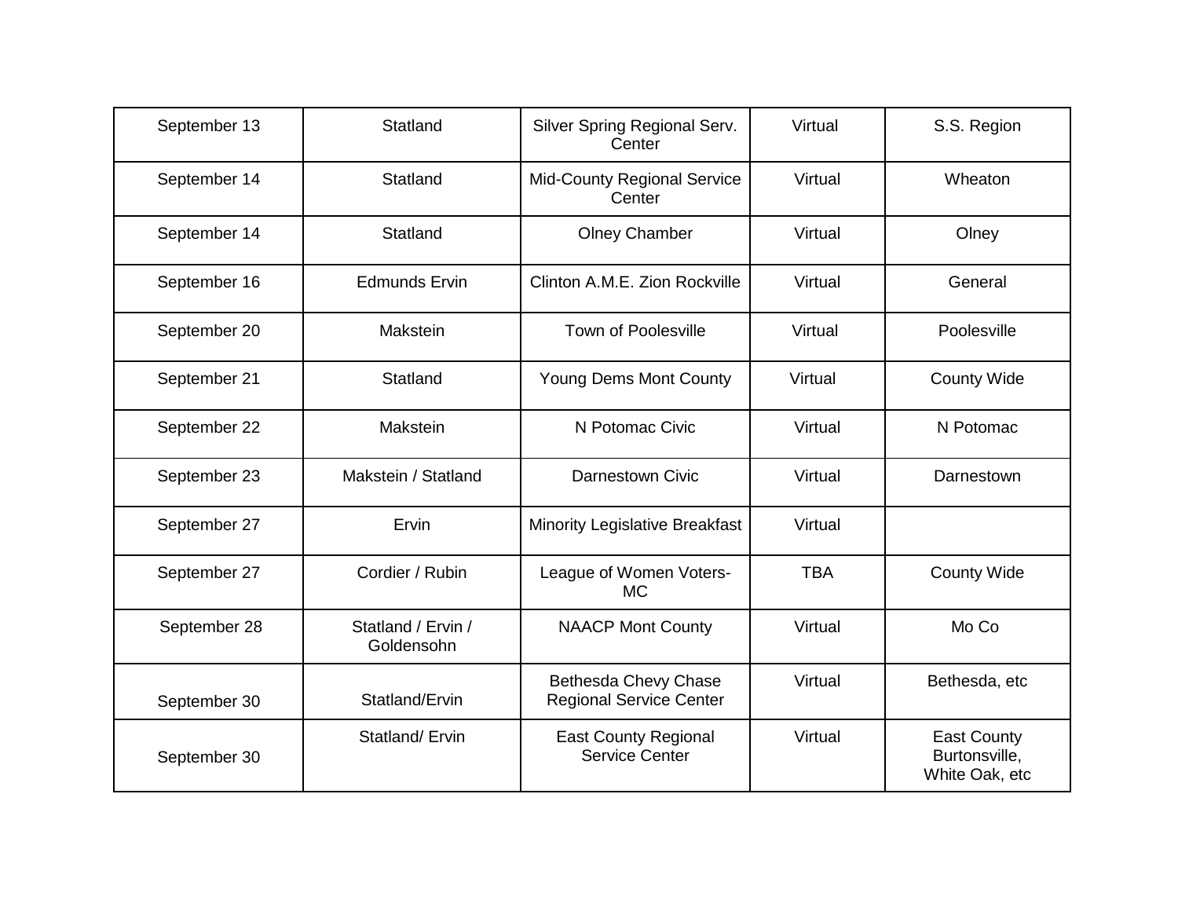| | | | | |
|---|---|---|---|---|
| September 13 | Statland | Silver Spring Regional Serv. Center | Virtual | S.S. Region |
| September 14 | Statland | Mid-County Regional Service Center | Virtual | Wheaton |
| September 14 | Statland | Olney Chamber | Virtual | Olney |
| September 16 | Edmunds Ervin | Clinton A.M.E. Zion Rockville | Virtual | General |
| September 20 | Makstein | Town of Poolesville | Virtual | Poolesville |
| September 21 | Statland | Young Dems Mont County | Virtual | County Wide |
| September 22 | Makstein | N Potomac Civic | Virtual | N Potomac |
| September 23 | Makstein / Statland | Darnestown Civic | Virtual | Darnestown |
| September 27 | Ervin | Minority Legislative Breakfast | Virtual | |
| September 27 | Cordier / Rubin | League of Women Voters-MC | TBA | County Wide |
| September 28 | Statland / Ervin / Goldensohn | NAACP Mont County | Virtual | Mo Co |
| September 30 | Statland/Ervin | Bethesda Chevy Chase Regional Service Center | Virtual | Bethesda, etc |
| September 30 | Statland/ Ervin | East County Regional Service Center | Virtual | East County Burtonsville, White Oak, etc |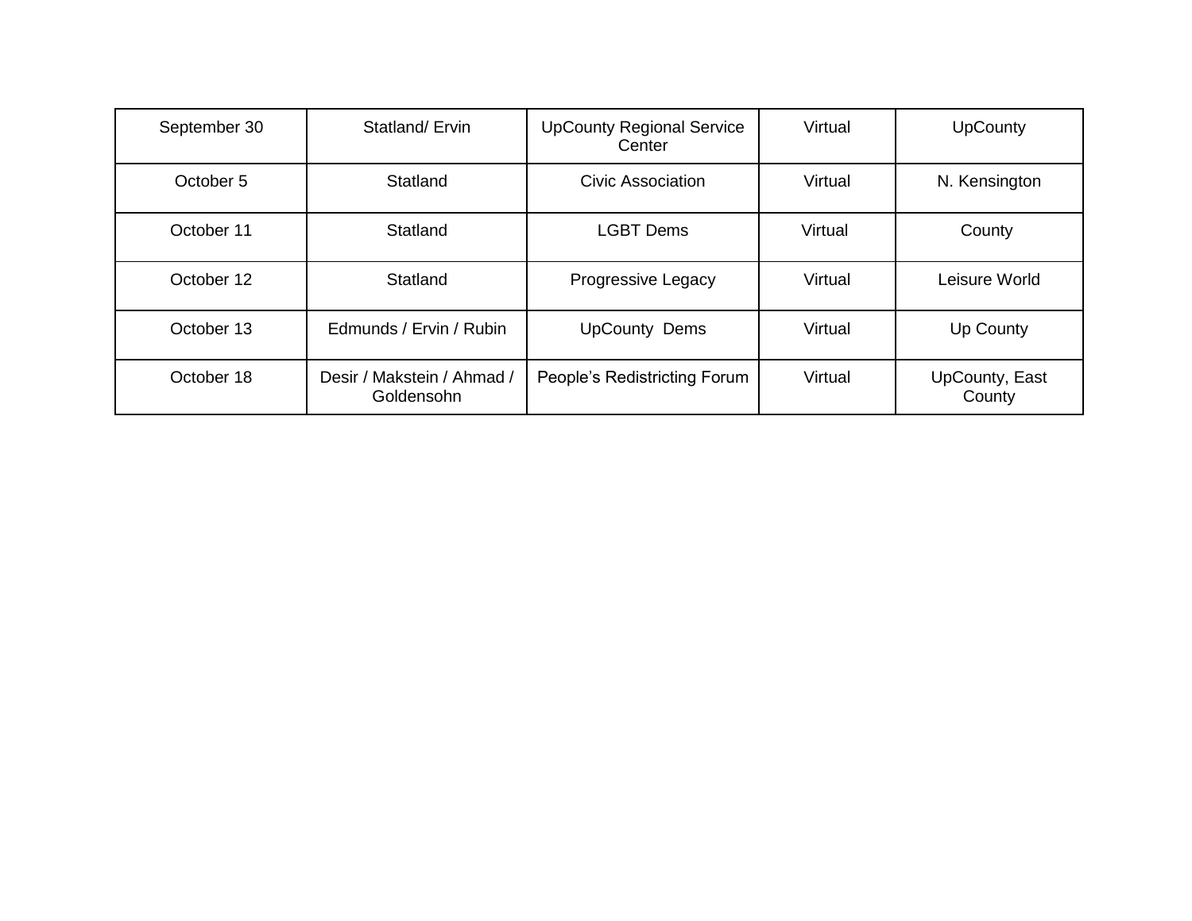| | | | | |
|---|---|---|---|---|
| September 30 | Statland/ Ervin | UpCounty Regional Service Center | Virtual | UpCounty |
| October 5 | Statland | Civic Association | Virtual | N. Kensington |
| October 11 | Statland | LGBT Dems | Virtual | County |
| October 12 | Statland | Progressive Legacy | Virtual | Leisure World |
| October 13 | Edmunds / Ervin / Rubin | UpCounty Dems | Virtual | Up County |
| October 18 | Desir / Makstein / Ahmad / Goldensohn | People's Redistricting Forum | Virtual | UpCounty, East County |